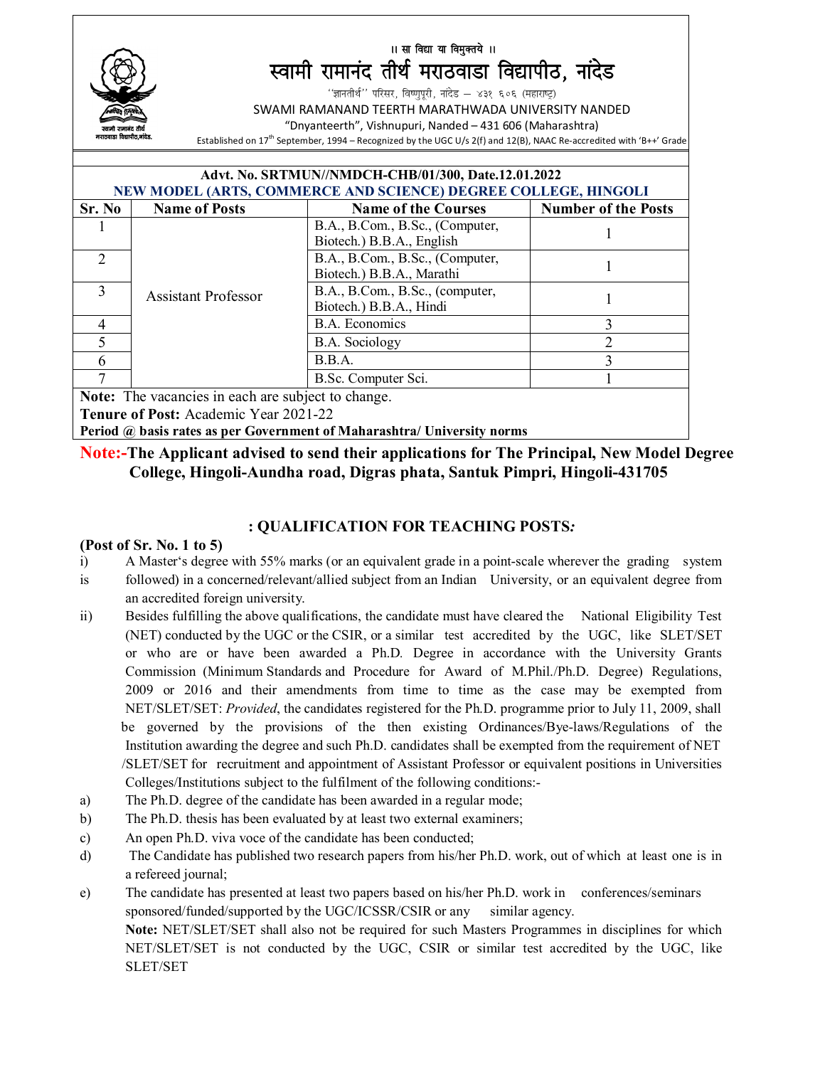॥ सा विद्या या विमुक्तये ॥

# स्वामी रामानंद तीर्थ मराठवाडा विद्यापीठ, नांदेड

''ज्ञानतीर्थ'' परिसर, विष्णुपूरी, नांदेड – ४३१ ६०६ (महाराष्ट्र)

SWAMI RAMANAND TEERTH MARATHWADA UNIVERSITY NANDED

“Dnyanteerth”, Vishnupuri, Nanded – 431 606 (Maharashtra)

Established on 17th September, 1994 – Recognized by the UGC U/s 2(f) and 12(B), NAAC Re-accredited with ‘B++’ Grade

**Advt. No. SRTMUN//NMDCH-CHB/01/300, Date.12.01.2022**

**NEW MODEL (ARTS, COMMERCE AND SCIENCE) DEGREE COLLEGE, HINGOLI**

| Sr. No | Name of Posts | Name of the Courses | Number of the Posts |
|---|---|---|---|
| 1 | Assistant Professor | B.A., B.Com., B.Sc., (Computer, Biotech.) B.B.A., English | 1 |
| 2 | | B.A., B.Com., B.Sc., (Computer, Biotech.) B.B.A., Marathi | 1 |
| 3 | | B.A., B.Com., B.Sc., (computer, Biotech.) B.B.A., Hindi | 1 |
| 4 | | B.A. Economics | 3 |
| 5 | | B.A. Sociology | 2 |
| 6 | | B.B.A. | 3 |
| 7 | | B.Sc. Computer Sci. | 1 |

**Note:** The vacancies in each are subject to change.

**Tenure of Post:** Academic Year 2021-22

**Period @ basis rates as per Government of Maharashtra/ University norms**

**Note:-The Applicant advised to send their applications for The Principal, New Model Degree College, Hingoli-Aundha road, Digras phata, Santuk Pimpri, Hingoli-431705**

## : QUALIFICATION FOR TEACHING POSTS*:*

**(Post of Sr. No. 1 to 5)**

i) A Master‘s degree with 55% marks (or an equivalent grade in a point-scale wherever the grading system is followed) in a concerned/relevant/allied subject from an Indian University, or an equivalent degree from an accredited foreign university.

ii) Besides fulfilling the above qualifications, the candidate must have cleared the National Eligibility Test (NET) conducted by the UGC or the CSIR, or a similar test accredited by the UGC, like SLET/SET or who are or have been awarded a Ph.D. Degree in accordance with the University Grants Commission (Minimum Standards and Procedure for Award of M.Phil./Ph.D. Degree) Regulations, 2009 or 2016 and their amendments from time to time as the case may be exempted from NET/SLET/SET: *Provided*, the candidates registered for the Ph.D. programme prior to July 11, 2009, shall be governed by the provisions of the then existing Ordinances/Bye-laws/Regulations of the Institution awarding the degree and such Ph.D. candidates shall be exempted from the requirement of NET /SLET/SET for recruitment and appointment of Assistant Professor or equivalent positions in Universities Colleges/Institutions subject to the fulfilment of the following conditions:-

a) The Ph.D. degree of the candidate has been awarded in a regular mode;

b) The Ph.D. thesis has been evaluated by at least two external examiners;

c) An open Ph.D. viva voce of the candidate has been conducted;

d) The Candidate has published two research papers from his/her Ph.D. work, out of which at least one is in a refereed journal;

e) The candidate has presented at least two papers based on his/her Ph.D. work in conferences/seminars sponsored/funded/supported by the UGC/ICSSR/CSIR or any similar agency.

**Note:** NET/SLET/SET shall also not be required for such Masters Programmes in disciplines for which NET/SLET/SET is not conducted by the UGC, CSIR or similar test accredited by the UGC, like SLET/SET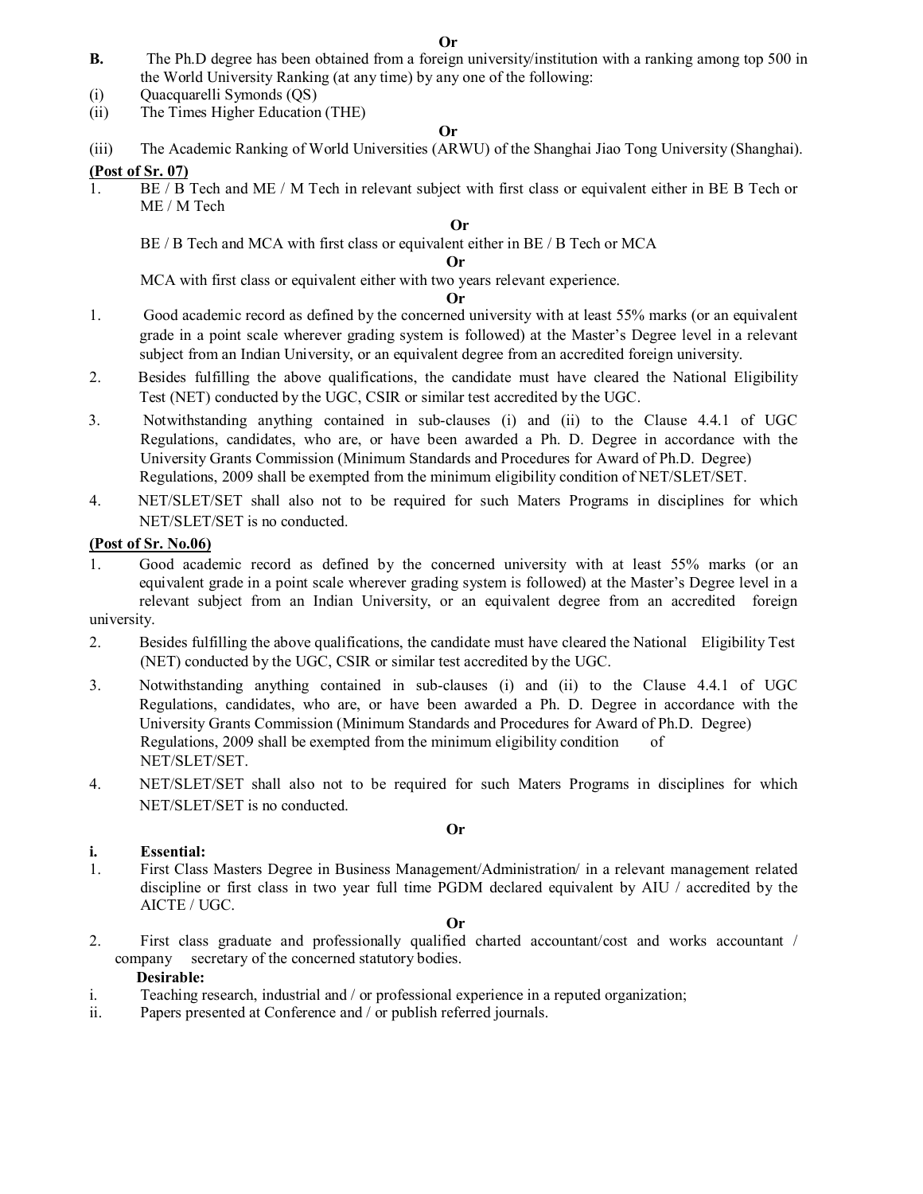**Or**

**B.** The Ph.D degree has been obtained from a foreign university/institution with a ranking among top 500 in the World University Ranking (at any time) by any one of the following:

(i) Quacquarelli Symonds (QS)

(ii) The Times Higher Education (THE)

**Or**

(iii) The Academic Ranking of World Universities (ARWU) of the Shanghai Jiao Tong University (Shanghai).

**(Post of Sr. 07)**

1. BE / B Tech and ME / M Tech in relevant subject with first class or equivalent either in BE B Tech or ME / M Tech

**Or**

BE / B Tech and MCA with first class or equivalent either in BE / B Tech or MCA

**Or**

MCA with first class or equivalent either with two years relevant experience.

**Or**

1. Good academic record as defined by the concerned university with at least 55% marks (or an equivalent grade in a point scale wherever grading system is followed) at the Master's Degree level in a relevant subject from an Indian University, or an equivalent degree from an accredited foreign university.
2. Besides fulfilling the above qualifications, the candidate must have cleared the National Eligibility Test (NET) conducted by the UGC, CSIR or similar test accredited by the UGC.
3. Notwithstanding anything contained in sub-clauses (i) and (ii) to the Clause 4.4.1 of UGC Regulations, candidates, who are, or have been awarded a Ph. D. Degree in accordance with the University Grants Commission (Minimum Standards and Procedures for Award of Ph.D. Degree) Regulations, 2009 shall be exempted from the minimum eligibility condition of NET/SLET/SET.
4. NET/SLET/SET shall also not to be required for such Maters Programs in disciplines for which NET/SLET/SET is no conducted.

**(Post of Sr. No.06)**

1. Good academic record as defined by the concerned university with at least 55% marks (or an equivalent grade in a point scale wherever grading system is followed) at the Master's Degree level in a relevant subject from an Indian University, or an equivalent degree from an accredited foreign university.
2. Besides fulfilling the above qualifications, the candidate must have cleared the National Eligibility Test (NET) conducted by the UGC, CSIR or similar test accredited by the UGC.
3. Notwithstanding anything contained in sub-clauses (i) and (ii) to the Clause 4.4.1 of UGC Regulations, candidates, who are, or have been awarded a Ph. D. Degree in accordance with the University Grants Commission (Minimum Standards and Procedures for Award of Ph.D. Degree) Regulations, 2009 shall be exempted from the minimum eligibility condition of NET/SLET/SET.
4. NET/SLET/SET shall also not to be required for such Maters Programs in disciplines for which NET/SLET/SET is no conducted.

**Or**

**i. Essential:**

1. First Class Masters Degree in Business Management/Administration/ in a relevant management related discipline or first class in two year full time PGDM declared equivalent by AIU / accredited by the AICTE / UGC.

**Or**

2. First class graduate and professionally qualified charted accountant/cost and works accountant / company secretary of the concerned statutory bodies.

**Desirable:**

i. Teaching research, industrial and / or professional experience in a reputed organization;

ii. Papers presented at Conference and / or publish referred journals.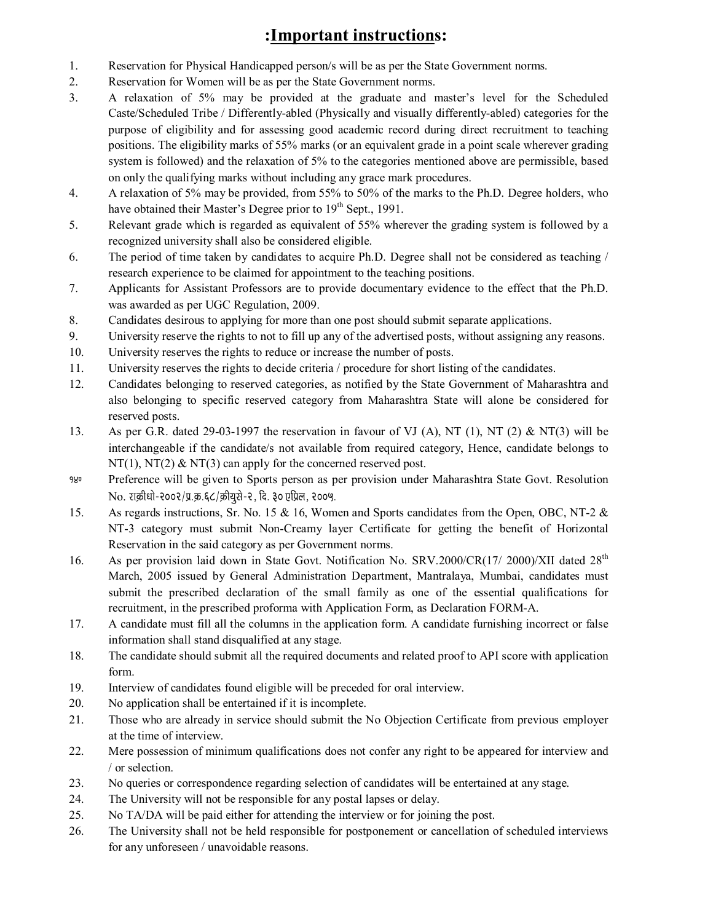# :Important instructions:

1. Reservation for Physical Handicapped person/s will be as per the State Government norms.
2. Reservation for Women will be as per the State Government norms.
3. A relaxation of 5% may be provided at the graduate and master's level for the Scheduled Caste/Scheduled Tribe / Differently-abled (Physically and visually differently-abled) categories for the purpose of eligibility and for assessing good academic record during direct recruitment to teaching positions. The eligibility marks of 55% marks (or an equivalent grade in a point scale wherever grading system is followed) and the relaxation of 5% to the categories mentioned above are permissible, based on only the qualifying marks without including any grace mark procedures.
4. A relaxation of 5% may be provided, from 55% to 50% of the marks to the Ph.D. Degree holders, who have obtained their Master's Degree prior to 19th Sept., 1991.
5. Relevant grade which is regarded as equivalent of 55% wherever the grading system is followed by a recognized university shall also be considered eligible.
6. The period of time taken by candidates to acquire Ph.D. Degree shall not be considered as teaching / research experience to be claimed for appointment to the teaching positions.
7. Applicants for Assistant Professors are to provide documentary evidence to the effect that the Ph.D. was awarded as per UGC Regulation, 2009.
8. Candidates desirous to applying for more than one post should submit separate applications.
9. University reserve the rights to not to fill up any of the advertised posts, without assigning any reasons.
10. University reserves the rights to reduce or increase the number of posts.
11. University reserves the rights to decide criteria / procedure for short listing of the candidates.
12. Candidates belonging to reserved categories, as notified by the State Government of Maharashtra and also belonging to specific reserved category from Maharashtra State will alone be considered for reserved posts.
13. As per G.R. dated 29-03-1997 the reservation in favour of VJ (A), NT (1), NT (2) & NT(3) will be interchangeable if the candidate/s not available from required category, Hence, candidate belongs to NT(1), NT(2) & NT(3) can apply for the concerned reserved post.

१४. Preference will be given to Sports person as per provision under Maharashtra State Govt. Resolution No. राक्रीधो-२००२/प्र.क्र.६८/क्रीयुसे-२, दि. ३० एप्रिल, २००५.

15. As regards instructions, Sr. No. 15 & 16, Women and Sports candidates from the Open, OBC, NT-2 & NT-3 category must submit Non-Creamy layer Certificate for getting the benefit of Horizontal Reservation in the said category as per Government norms.
16. As per provision laid down in State Govt. Notification No. SRV.2000/CR(17/ 2000)/XII dated 28th March, 2005 issued by General Administration Department, Mantralaya, Mumbai, candidates must submit the prescribed declaration of the small family as one of the essential qualifications for recruitment, in the prescribed proforma with Application Form, as Declaration FORM-A.
17. A candidate must fill all the columns in the application form. A candidate furnishing incorrect or false information shall stand disqualified at any stage.
18. The candidate should submit all the required documents and related proof to API score with application form.
19. Interview of candidates found eligible will be preceded for oral interview.
20. No application shall be entertained if it is incomplete.
21. Those who are already in service should submit the No Objection Certificate from previous employer at the time of interview.
22. Mere possession of minimum qualifications does not confer any right to be appeared for interview and / or selection.
23. No queries or correspondence regarding selection of candidates will be entertained at any stage.
24. The University will not be responsible for any postal lapses or delay.
25. No TA/DA will be paid either for attending the interview or for joining the post.
26. The University shall not be held responsible for postponement or cancellation of scheduled interviews for any unforeseen / unavoidable reasons.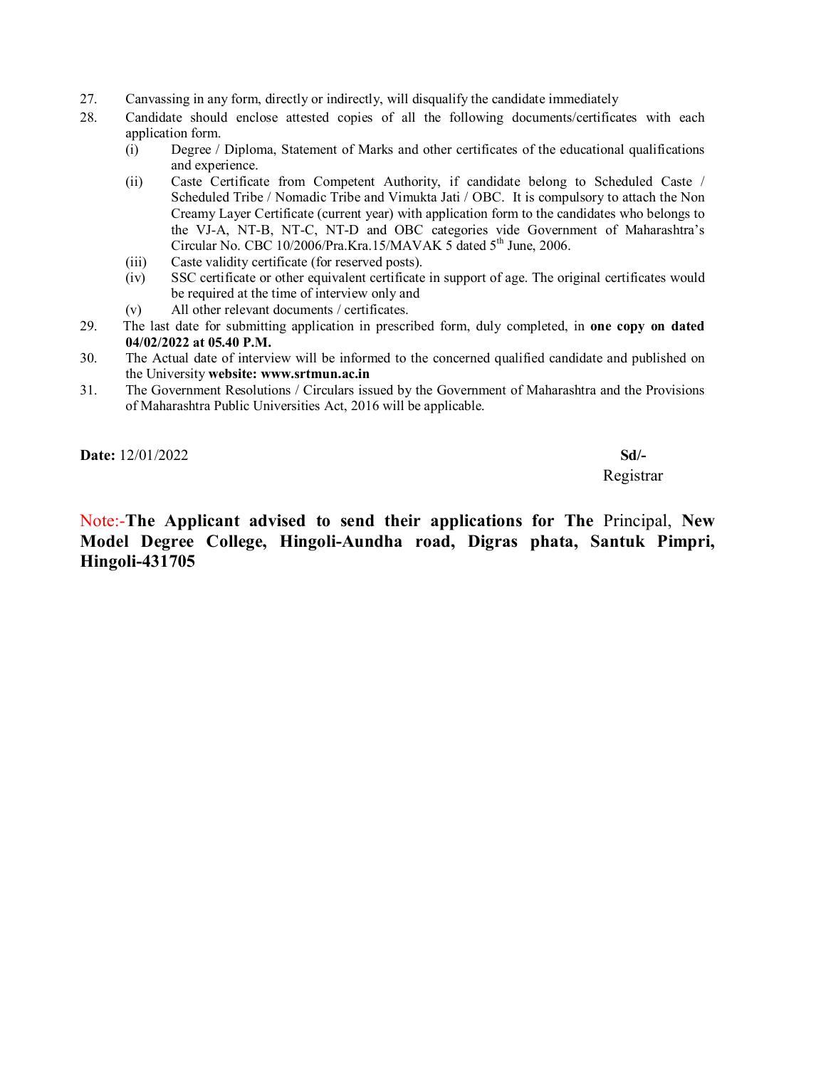27. Canvassing in any form, directly or indirectly, will disqualify the candidate immediately
28. Candidate should enclose attested copies of all the following documents/certificates with each application form.
    - (i) Degree / Diploma, Statement of Marks and other certificates of the educational qualifications and experience.
    - (ii) Caste Certificate from Competent Authority, if candidate belong to Scheduled Caste / Scheduled Tribe / Nomadic Tribe and Vimukta Jati / OBC. It is compulsory to attach the Non Creamy Layer Certificate (current year) with application form to the candidates who belongs to the VJ-A, NT-B, NT-C, NT-D and OBC categories vide Government of Maharashtra's Circular No. CBC 10/2006/Pra.Kra.15/MAVAK 5 dated 5th June, 2006.
    - (iii) Caste validity certificate (for reserved posts).
    - (iv) SSC certificate or other equivalent certificate in support of age. The original certificates would be required at the time of interview only and
    - (v) All other relevant documents / certificates.
29. The last date for submitting application in prescribed form, duly completed, in **one copy on dated 04/02/2022 at 05.40 P.M.**
30. The Actual date of interview will be informed to the concerned qualified candidate and published on the University **website: www.srtmun.ac.in**
31. The Government Resolutions / Circulars issued by the Government of Maharashtra and the Provisions of Maharashtra Public Universities Act, 2016 will be applicable.

**Date:** 12/01/2022

**Sd/-**
Registrar

Note:-**The Applicant advised to send their applications for The** Principal, **New Model Degree College, Hingoli-Aundha road, Digras phata, Santuk Pimpri, Hingoli-431705**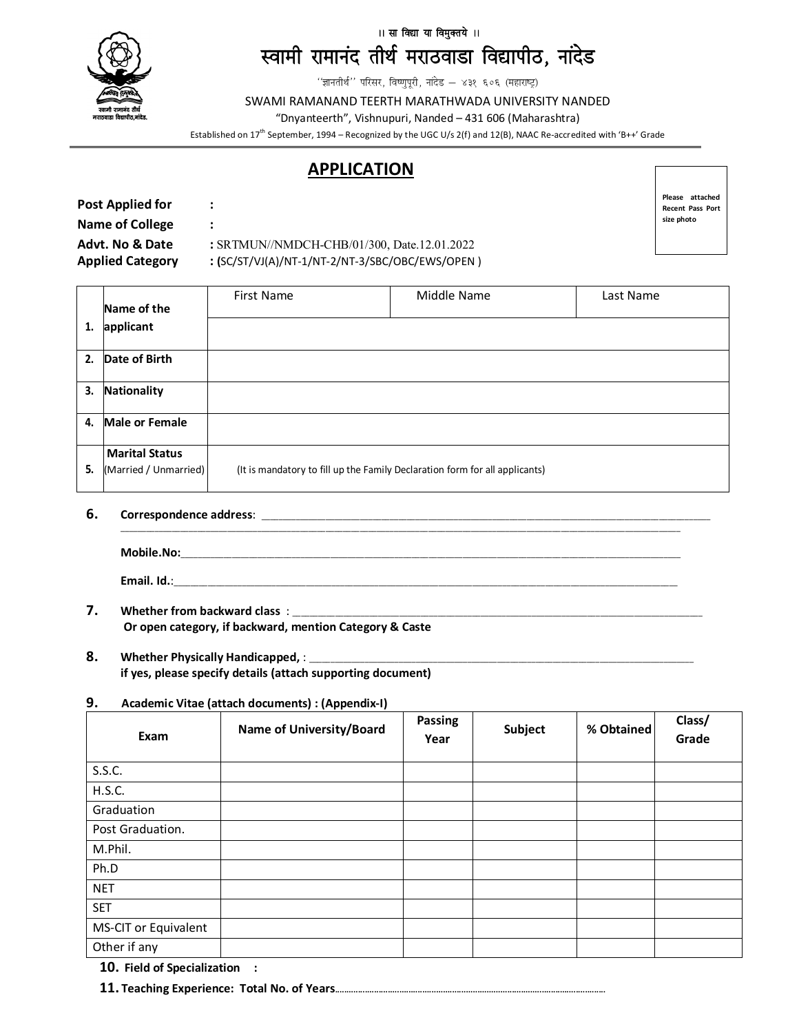॥ सा विद्या या विमुक्तये ॥

# स्वामी रामानंद तीर्थ मराठवाडा विद्यापीठ, नांदेड

''ज्ञानतीर्थ'' परिसर, विष्णुपूरी, नांदेड – ४३१ ६०६ (महाराष्ट्र)

SWAMI RAMANAND TEERTH MARATHWADA UNIVERSITY NANDED

"Dnyanteerth", Vishnupuri, Nanded – 431 606 (Maharashtra)

Established on 17th September, 1994 – Recognized by the UGC U/s 2(f) and 12(B), NAAC Re-accredited with 'B++' Grade

## APPLICATION

Please attached Recent Pass Port size photo

**Post Applied for** :

**Name of College** :

**Advt. No & Date** : SRTMUN//NMDCH-CHB/01/300, Date.12.01.2022

**Applied Category** : (SC/ST/VJ(A)/NT-1/NT-2/NT-3/SBC/OBC/EWS/OPEN )

| | | | | |
|---|---|---|---|---|
| 1. | Name of the applicant | First Name | Middle Name | Last Name |
| | | | | |
| 2. | Date of Birth | | | |
| 3. | Nationality | | | |
| 4. | Male or Female | | | |
| 5. | Marital Status (Married / Unmarried) | (It is mandatory to fill up the Family Declaration form for all applicants) | | |

6. **Correspondence address**: ______________________________________________

   **Mobile.No**:______________________________________________

   **Email. Id.**:______________________________________________

7. **Whether from backward class** : ______________________________________________
   **Or open category, if backward, mention Category & Caste**

8. **Whether Physically Handicapped,** : ______________________________________________
   **if yes, please specify details (attach supporting document)**

9. **Academic Vitae (attach documents) : (Appendix-I)**

| Exam | Name of University/Board | Passing Year | Subject | % Obtained | Class/ Grade |
|---|---|---|---|---|---|
| S.S.C. | | | | | |
| H.S.C. | | | | | |
| Graduation | | | | | |
| Post Graduation. | | | | | |
| M.Phil. | | | | | |
| Ph.D | | | | | |
| NET | | | | | |
| SET | | | | | |
| MS-CIT or Equivalent | | | | | |
| Other if any | | | | | |

10. **Field of Specialization** :

11. **Teaching Experience: Total No. of Years**..........................................................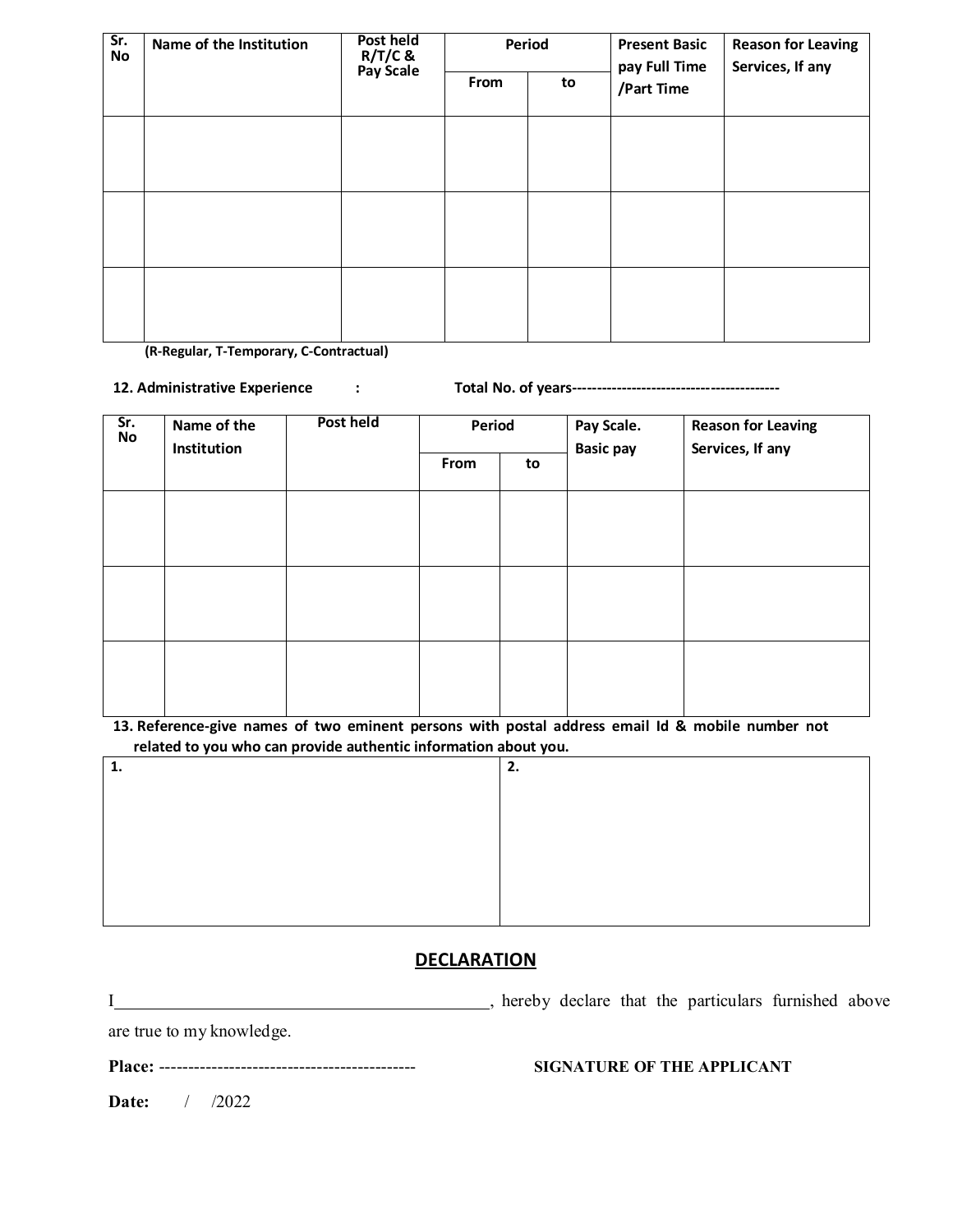| Sr. No | Name of the Institution | Post held R/T/C & Pay Scale | Period | | Present Basic pay Full Time /Part Time | Reason for Leaving Services, If any |
|---|---|---|---|---|---|---|
| | | | From | to | | |
| | | | | | | |
| | | | | | | |
| | | | | | | |

(R-Regular, T-Temporary, C-Contractual)

**12. Administrative Experience : Total No. of years-----------------------------------------**

| Sr. No | Name of the Institution | Post held | Period | | Pay Scale. Basic pay | Reason for Leaving Services, If any |
|---|---|---|---|---|---|---|
| | | | From | to | | |
| | | | | | | |
| | | | | | | |
| | | | | | | |

**13. Reference-give names of two eminent persons with postal address email Id & mobile number not related to you who can provide authentic information about you.**

| 1. | 2. |
|---|---|
| | |

## DECLARATION

I____________________________________________, hereby declare that the particulars furnished above are true to my knowledge.

**Place:** ---------------------------------------------

**SIGNATURE OF THE APPLICANT**

**Date:** / /2022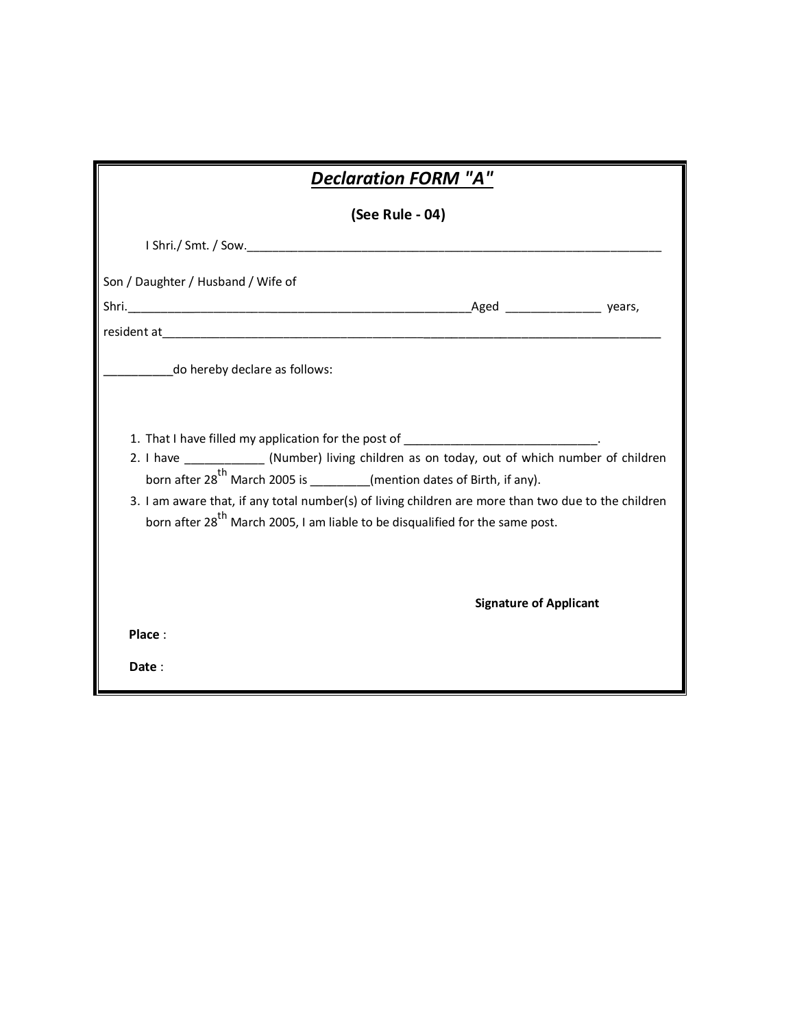## ***Declaration FORM "A"***

**(See Rule - 04)**

I Shri./ Smt. / Sow.________________________________________________________________

Son / Daughter / Husband / Wife of

Shri.___________________________________________________Aged ______________ years,

resident at__________________________________________________________________________

__________do hereby declare as follows:

1. That I have filled my application for the post of ____________________________.
2. I have ___________ (Number) living children as on today, out of which number of children born after 28th March 2005 is _________(mention dates of Birth, if any).
3. I am aware that, if any total number(s) of living children are more than two due to the children born after 28th March 2005, I am liable to be disqualified for the same post.

**Signature of Applicant**

**Place** :

**Date** :